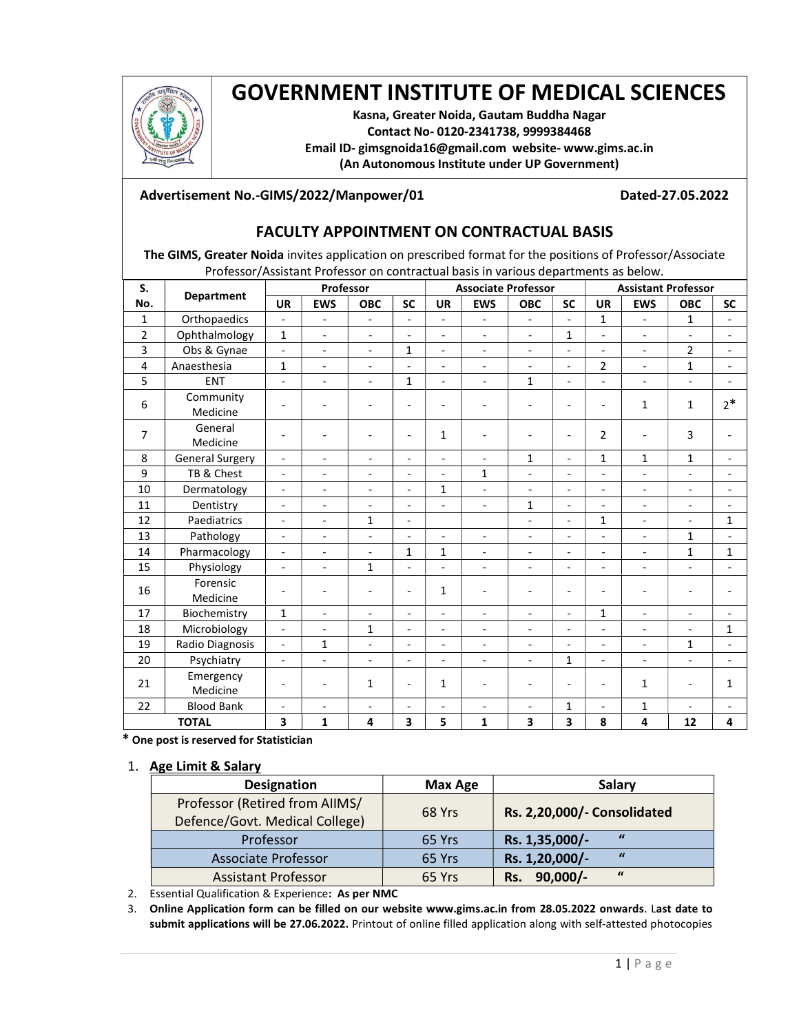# GOVERNMENT INSTITUTE OF MEDICAL SCIENCES

**Kasna, Greater Noida, Gautam Buddha Nagar**
**Contact No- 0120-2341738, 9999384468**
**Email ID- gimsgnoida16@gmail.com website- www.gims.ac.in**
**(An Autonomous Institute under UP Government)**

**Advertisement No.-GIMS/2022/Manpower/01** **Dated-27.05.2022**

## FACULTY APPOINTMENT ON CONTRACTUAL BASIS

**The GIMS, Greater Noida** invites application on prescribed format for the positions of Professor/Associate Professor/Assistant Professor on contractual basis in various departments as below.

| S. No. | Department | Professor | | | | Associate Professor | | | | Assistant Professor | | | |
|---|---|---|---|---|---|---|---|---|---|---|---|---|---|
| | | UR | EWS | OBC | SC | UR | EWS | OBC | SC | UR | EWS | OBC | SC |
| 1 | Orthopaedics | - | - | - | - | - | - | - | - | 1 | - | 1 | - |
| 2 | Ophthalmology | 1 | - | - | - | - | - | - | 1 | - | - | - | - |
| 3 | Obs & Gynae | - | - | - | 1 | - | - | - | - | - | - | 2 | - |
| 4 | Anaesthesia | 1 | - | - | - | - | - | - | - | 2 | - | 1 | - |
| 5 | ENT | - | - | - | 1 | - | - | 1 | - | - | - | - | - |
| 6 | Community Medicine | - | - | - | - | - | - | - | - | - | 1 | 1 | 2* |
| 7 | General Medicine | - | - | - | - | 1 | - | - | - | 2 | - | 3 | - |
| 8 | General Surgery | - | - | - | - | - | - | 1 | - | 1 | 1 | 1 | - |
| 9 | TB & Chest | - | - | - | - | - | 1 | - | - | - | - | - | - |
| 10 | Dermatology | - | - | - | - | 1 | - | - | - | - | - | - | - |
| 11 | Dentistry | - | - | - | - | - | - | 1 | - | - | - | - | - |
| 12 | Paediatrics | - | - | 1 | - | | | - | - | 1 | - | - | 1 |
| 13 | Pathology | - | - | - | - | - | - | - | - | - | - | 1 | - |
| 14 | Pharmacology | - | - | - | 1 | 1 | - | - | - | - | - | 1 | 1 |
| 15 | Physiology | - | - | 1 | - | - | - | - | - | - | - | - | - |
| 16 | Forensic Medicine | - | - | - | - | 1 | - | - | - | - | - | - | - |
| 17 | Biochemistry | 1 | - | - | - | - | - | - | - | 1 | - | - | - |
| 18 | Microbiology | - | - | 1 | - | - | - | - | - | - | - | - | 1 |
| 19 | Radio Diagnosis | - | 1 | - | - | - | - | - | - | - | - | 1 | - |
| 20 | Psychiatry | - | - | - | - | - | - | - | 1 | - | - | - | - |
| 21 | Emergency Medicine | - | - | 1 | - | 1 | - | - | - | - | 1 | - | 1 |
| 22 | Blood Bank | - | - | - | - | - | - | - | 1 | - | 1 | - | - |
| | **TOTAL** | **3** | **1** | **4** | **3** | **5** | **1** | **3** | **3** | **8** | **4** | **12** | **4** |

**\* One post is reserved for Statistician**

1. **Age Limit & Salary**

| Designation | Max Age | Salary |
|---|---|---|
| Professor (Retired from AIIMS/ Defence/Govt. Medical College) | 68 Yrs | **Rs. 2,20,000/- Consolidated** |
| Professor | 65 Yrs | **Rs. 1,35,000/- "** |
| Associate Professor | 65 Yrs | **Rs. 1,20,000/- "** |
| Assistant Professor | 65 Yrs | **Rs. 90,000/- "** |

2. Essential Qualification & Experience**: As per NMC**
3. **Online Application form can be filled on our website www.gims.ac.in from 28.05.2022 onwards**. L**ast date to submit applications will be 27.06.2022.** Printout of online filled application along with self-attested photocopies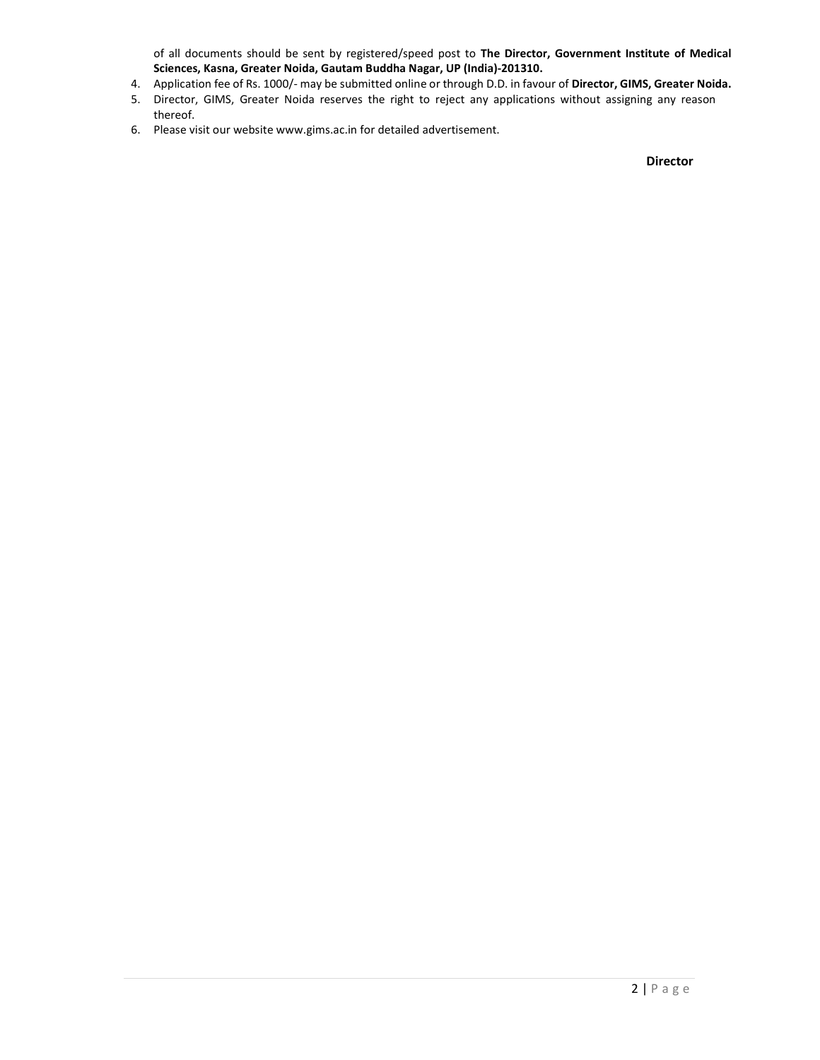of all documents should be sent by registered/speed post to **The Director, Government Institute of Medical Sciences, Kasna, Greater Noida, Gautam Buddha Nagar, UP (India)-201310.**

4. Application fee of Rs. 1000/- may be submitted online or through D.D. in favour of **Director, GIMS, Greater Noida.**
5. Director, GIMS, Greater Noida reserves the right to reject any applications without assigning any reason thereof.
6. Please visit our website www.gims.ac.in for detailed advertisement.

**Director**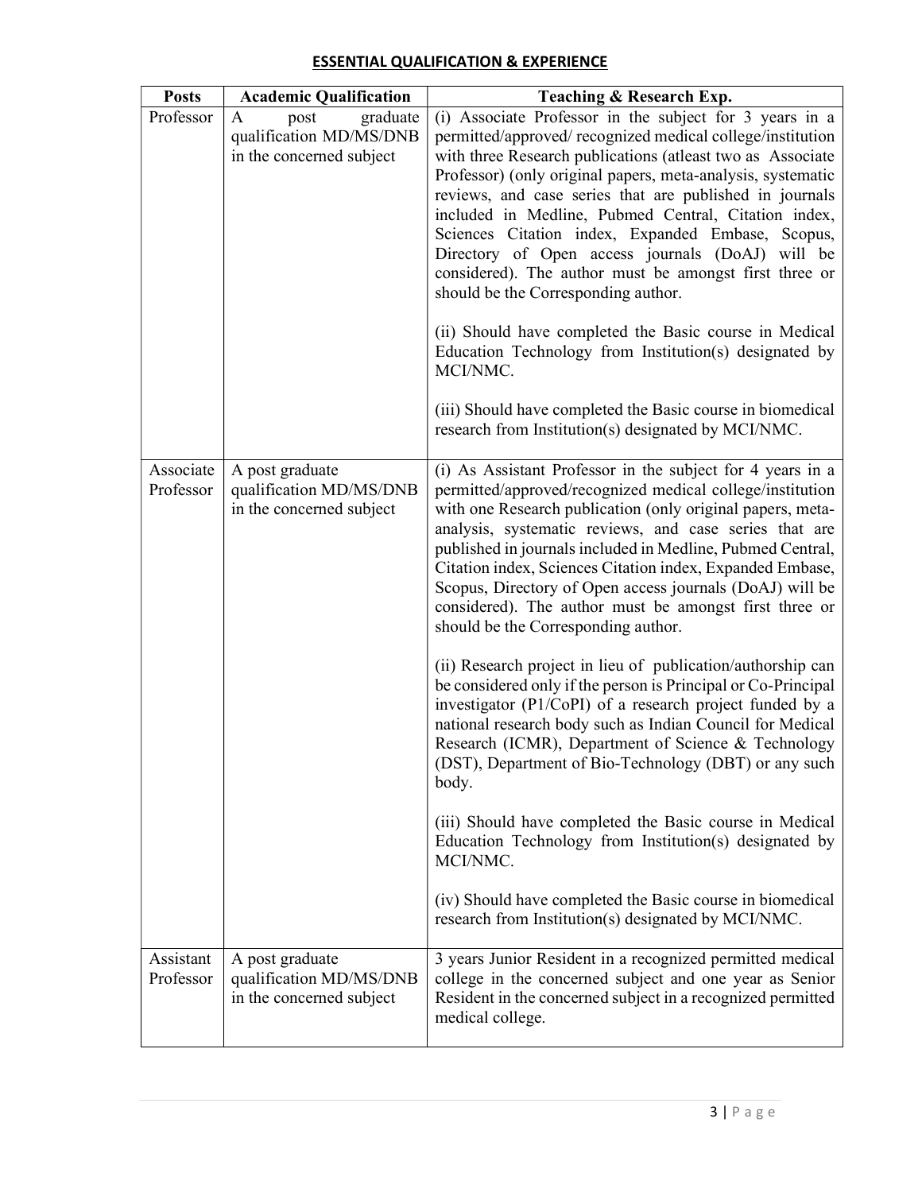## ESSENTIAL QUALIFICATION & EXPERIENCE

| Posts | Academic Qualification | Teaching & Research Exp. |
|---|---|---|
| Professor | A post graduate qualification MD/MS/DNB in the concerned subject | (i) Associate Professor in the subject for 3 years in a permitted/approved/ recognized medical college/institution with three Research publications (atleast two as Associate Professor) (only original papers, meta-analysis, systematic reviews, and case series that are published in journals included in Medline, Pubmed Central, Citation index, Sciences Citation index, Expanded Embase, Scopus, Directory of Open access journals (DoAJ) will be considered). The author must be amongst first three or should be the Corresponding author.<br><br>(ii) Should have completed the Basic course in Medical Education Technology from Institution(s) designated by MCI/NMC.<br><br>(iii) Should have completed the Basic course in biomedical research from Institution(s) designated by MCI/NMC. |
| Associate Professor | A post graduate qualification MD/MS/DNB in the concerned subject | (i) As Assistant Professor in the subject for 4 years in a permitted/approved/recognized medical college/institution with one Research publication (only original papers, meta-analysis, systematic reviews, and case series that are published in journals included in Medline, Pubmed Central, Citation index, Sciences Citation index, Expanded Embase, Scopus, Directory of Open access journals (DoAJ) will be considered). The author must be amongst first three or should be the Corresponding author.<br><br>(ii) Research project in lieu of publication/authorship can be considered only if the person is Principal or Co-Principal investigator (P1/CoPI) of a research project funded by a national research body such as Indian Council for Medical Research (ICMR), Department of Science & Technology (DST), Department of Bio-Technology (DBT) or any such body.<br><br>(iii) Should have completed the Basic course in Medical Education Technology from Institution(s) designated by MCI/NMC.<br><br>(iv) Should have completed the Basic course in biomedical research from Institution(s) designated by MCI/NMC. |
| Assistant Professor | A post graduate qualification MD/MS/DNB in the concerned subject | 3 years Junior Resident in a recognized permitted medical college in the concerned subject and one year as Senior Resident in the concerned subject in a recognized permitted medical college. |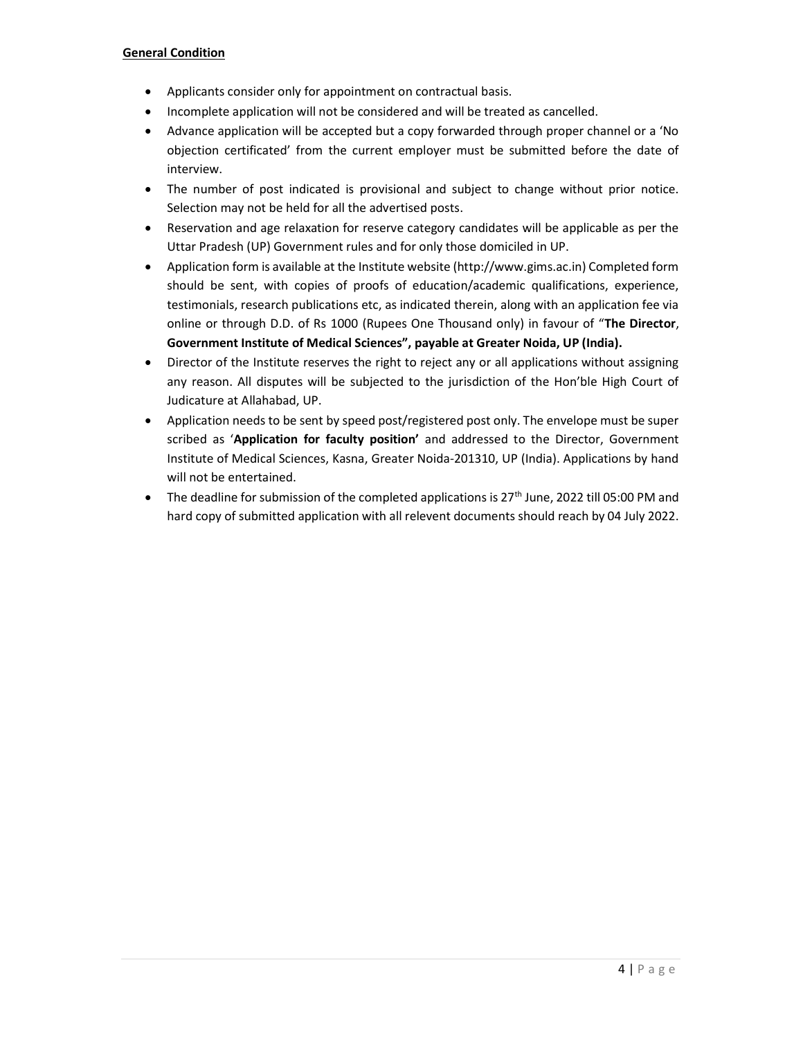**General Condition**

- Applicants consider only for appointment on contractual basis.
- Incomplete application will not be considered and will be treated as cancelled.
- Advance application will be accepted but a copy forwarded through proper channel or a 'No objection certificated' from the current employer must be submitted before the date of interview.
- The number of post indicated is provisional and subject to change without prior notice. Selection may not be held for all the advertised posts.
- Reservation and age relaxation for reserve category candidates will be applicable as per the Uttar Pradesh (UP) Government rules and for only those domiciled in UP.
- Application form is available at the Institute website (http://www.gims.ac.in) Completed form should be sent, with copies of proofs of education/academic qualifications, experience, testimonials, research publications etc, as indicated therein, along with an application fee via online or through D.D. of Rs 1000 (Rupees One Thousand only) in favour of "**The Director**, **Government Institute of Medical Sciences", payable at Greater Noida, UP (India).**
- Director of the Institute reserves the right to reject any or all applications without assigning any reason. All disputes will be subjected to the jurisdiction of the Hon'ble High Court of Judicature at Allahabad, UP.
- Application needs to be sent by speed post/registered post only. The envelope must be super scribed as '**Application for faculty position'** and addressed to the Director, Government Institute of Medical Sciences, Kasna, Greater Noida-201310, UP (India). Applications by hand will not be entertained.
- The deadline for submission of the completed applications is 27th June, 2022 till 05:00 PM and hard copy of submitted application with all relevent documents should reach by 04 July 2022.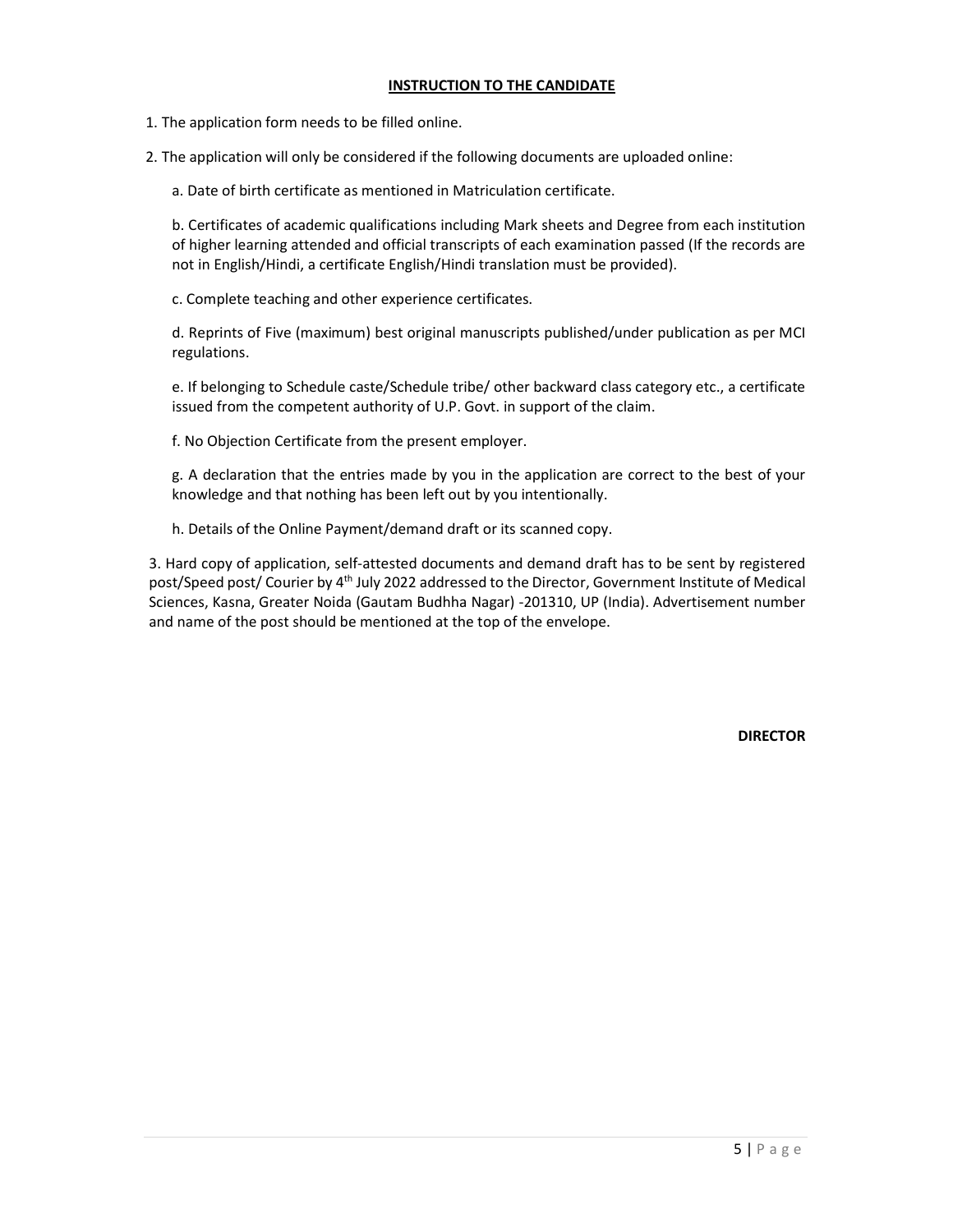## INSTRUCTION TO THE CANDIDATE

1. The application form needs to be filled online.

2. The application will only be considered if the following documents are uploaded online:

   a. Date of birth certificate as mentioned in Matriculation certificate.

   b. Certificates of academic qualifications including Mark sheets and Degree from each institution of higher learning attended and official transcripts of each examination passed (If the records are not in English/Hindi, a certificate English/Hindi translation must be provided).

   c. Complete teaching and other experience certificates.

   d. Reprints of Five (maximum) best original manuscripts published/under publication as per MCI regulations.

   e. If belonging to Schedule caste/Schedule tribe/ other backward class category etc., a certificate issued from the competent authority of U.P. Govt. in support of the claim.

   f. No Objection Certificate from the present employer.

   g. A declaration that the entries made by you in the application are correct to the best of your knowledge and that nothing has been left out by you intentionally.

   h. Details of the Online Payment/demand draft or its scanned copy.

3. Hard copy of application, self-attested documents and demand draft has to be sent by registered post/Speed post/ Courier by 4th July 2022 addressed to the Director, Government Institute of Medical Sciences, Kasna, Greater Noida (Gautam Budhha Nagar) -201310, UP (India). Advertisement number and name of the post should be mentioned at the top of the envelope.

**DIRECTOR**